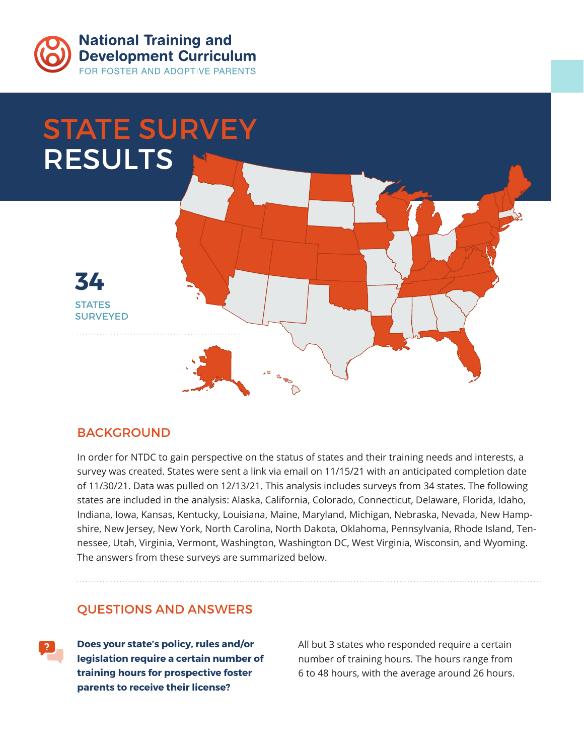**National Training and Development Curriculum**
FOR FOSTER AND ADOPTIVE PARENTS

# STATE SURVEY RESULTS

**34**
STATES SURVEYED

## BACKGROUND

In order for NTDC to gain perspective on the status of states and their training needs and interests, a survey was created. States were sent a link via email on 11/15/21 with an anticipated completion date of 11/30/21. Data was pulled on 12/13/21. This analysis includes surveys from 34 states. The following states are included in the analysis: Alaska, California, Colorado, Connecticut, Delaware, Florida, Idaho, Indiana, Iowa, Kansas, Kentucky, Louisiana, Maine, Maryland, Michigan, Nebraska, Nevada, New Hampshire, New Jersey, New York, North Carolina, North Dakota, Oklahoma, Pennsylvania, Rhode Island, Tennessee, Utah, Virginia, Vermont, Washington, Washington DC, West Virginia, Wisconsin, and Wyoming. The answers from these surveys are summarized below.

## QUESTIONS AND ANSWERS

**Does your state's policy, rules and/or legislation require a certain number of training hours for prospective foster parents to receive their license?**

All but 3 states who responded require a certain number of training hours. The hours range from 6 to 48 hours, with the average around 26 hours.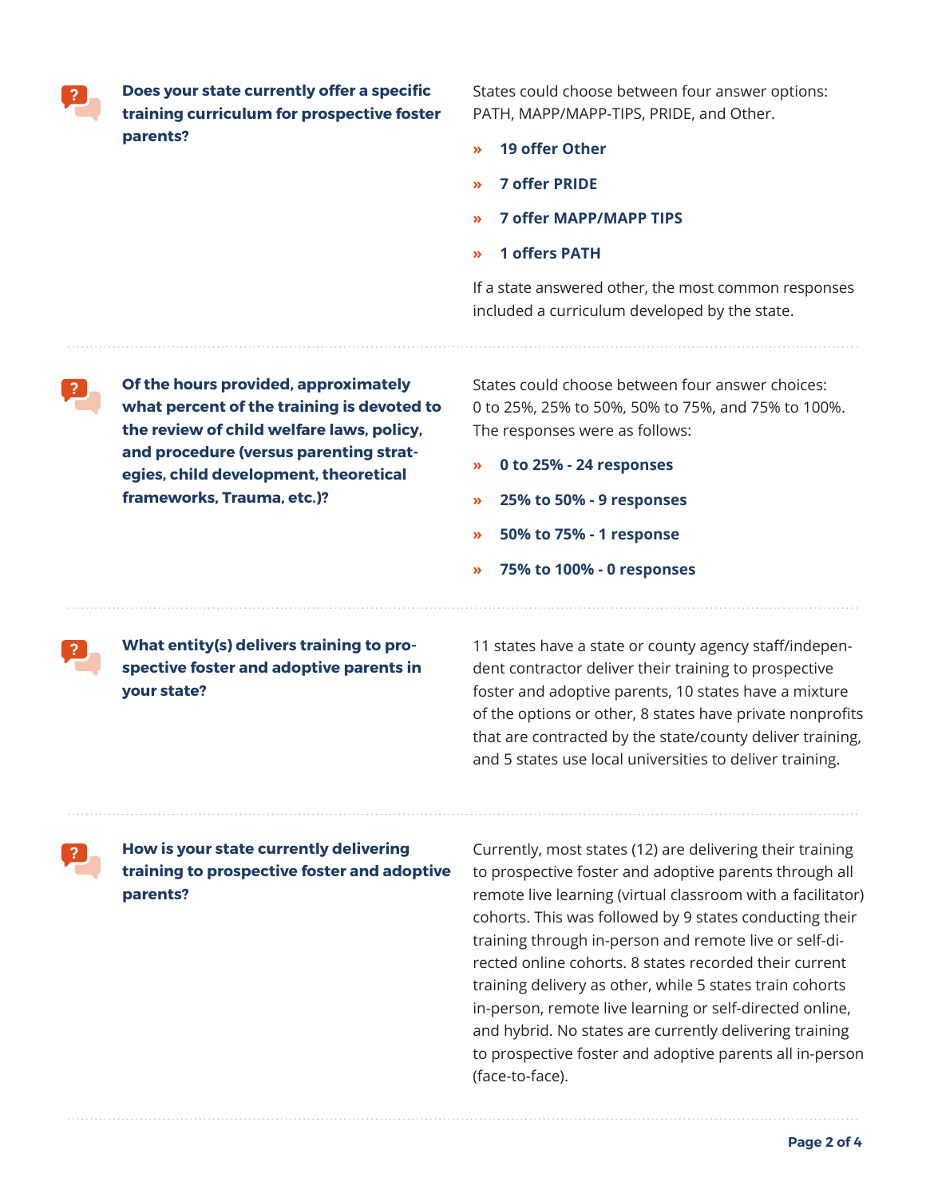### Does your state currently offer a specific training curriculum for prospective foster parents?

States could choose between four answer options: PATH, MAPP/MAPP-TIPS, PRIDE, and Other.

- **19 offer Other**
- **7 offer PRIDE**
- **7 offer MAPP/MAPP TIPS**
- **1 offers PATH**

If a state answered other, the most common responses included a curriculum developed by the state.

### Of the hours provided, approximately what percent of the training is devoted to the review of child welfare laws, policy, and procedure (versus parenting strategies, child development, theoretical frameworks, Trauma, etc.)?

States could choose between four answer choices: 0 to 25%, 25% to 50%, 50% to 75%, and 75% to 100%. The responses were as follows:

- **0 to 25% - 24 responses**
- **25% to 50% - 9 responses**
- **50% to 75% - 1 response**
- **75% to 100% - 0 responses**

### What entity(s) delivers training to prospective foster and adoptive parents in your state?

11 states have a state or county agency staff/independent contractor deliver their training to prospective foster and adoptive parents, 10 states have a mixture of the options or other, 8 states have private nonprofits that are contracted by the state/county deliver training, and 5 states use local universities to deliver training.

### How is your state currently delivering training to prospective foster and adoptive parents?

Currently, most states (12) are delivering their training to prospective foster and adoptive parents through all remote live learning (virtual classroom with a facilitator) cohorts. This was followed by 9 states conducting their training through in-person and remote live or self-directed online cohorts. 8 states recorded their current training delivery as other, while 5 states train cohorts in-person, remote live learning or self-directed online, and hybrid. No states are currently delivering training to prospective foster and adoptive parents all in-person (face-to-face).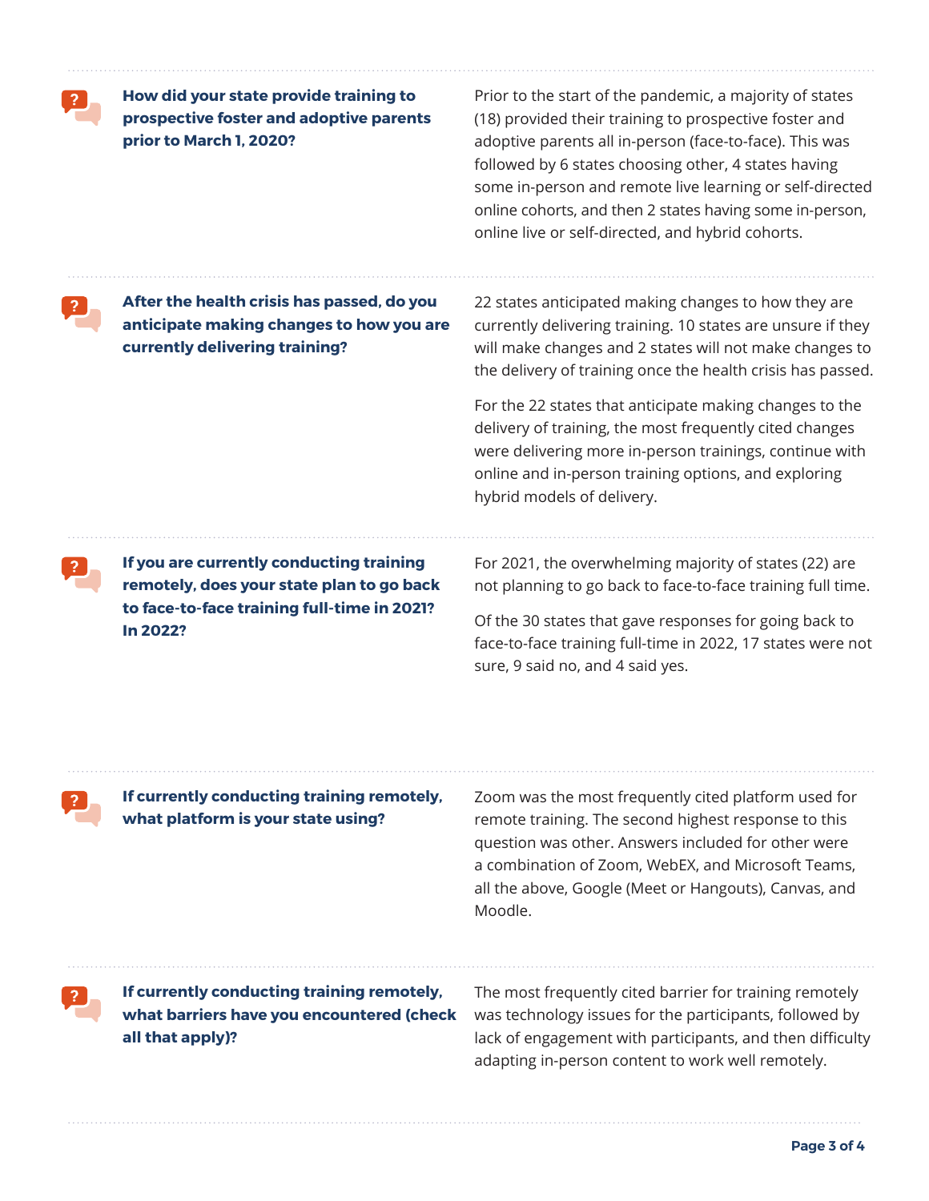**How did your state provide training to prospective foster and adoptive parents prior to March 1, 2020?**

Prior to the start of the pandemic, a majority of states (18) provided their training to prospective foster and adoptive parents all in-person (face-to-face). This was followed by 6 states choosing other, 4 states having some in-person and remote live learning or self-directed online cohorts, and then 2 states having some in-person, online live or self-directed, and hybrid cohorts.

**After the health crisis has passed, do you anticipate making changes to how you are currently delivering training?**

22 states anticipated making changes to how they are currently delivering training. 10 states are unsure if they will make changes and 2 states will not make changes to the delivery of training once the health crisis has passed.

For the 22 states that anticipate making changes to the delivery of training, the most frequently cited changes were delivering more in-person trainings, continue with online and in-person training options, and exploring hybrid models of delivery.

**If you are currently conducting training remotely, does your state plan to go back to face-to-face training full-time in 2021? In 2022?**

For 2021, the overwhelming majority of states (22) are not planning to go back to face-to-face training full time.

Of the 30 states that gave responses for going back to face-to-face training full-time in 2022, 17 states were not sure, 9 said no, and 4 said yes.

**If currently conducting training remotely, what platform is your state using?**

Zoom was the most frequently cited platform used for remote training. The second highest response to this question was other. Answers included for other were a combination of Zoom, WebEX, and Microsoft Teams, all the above, Google (Meet or Hangouts), Canvas, and Moodle.

**If currently conducting training remotely, what barriers have you encountered (check all that apply)?**

The most frequently cited barrier for training remotely was technology issues for the participants, followed by lack of engagement with participants, and then difficulty adapting in-person content to work well remotely.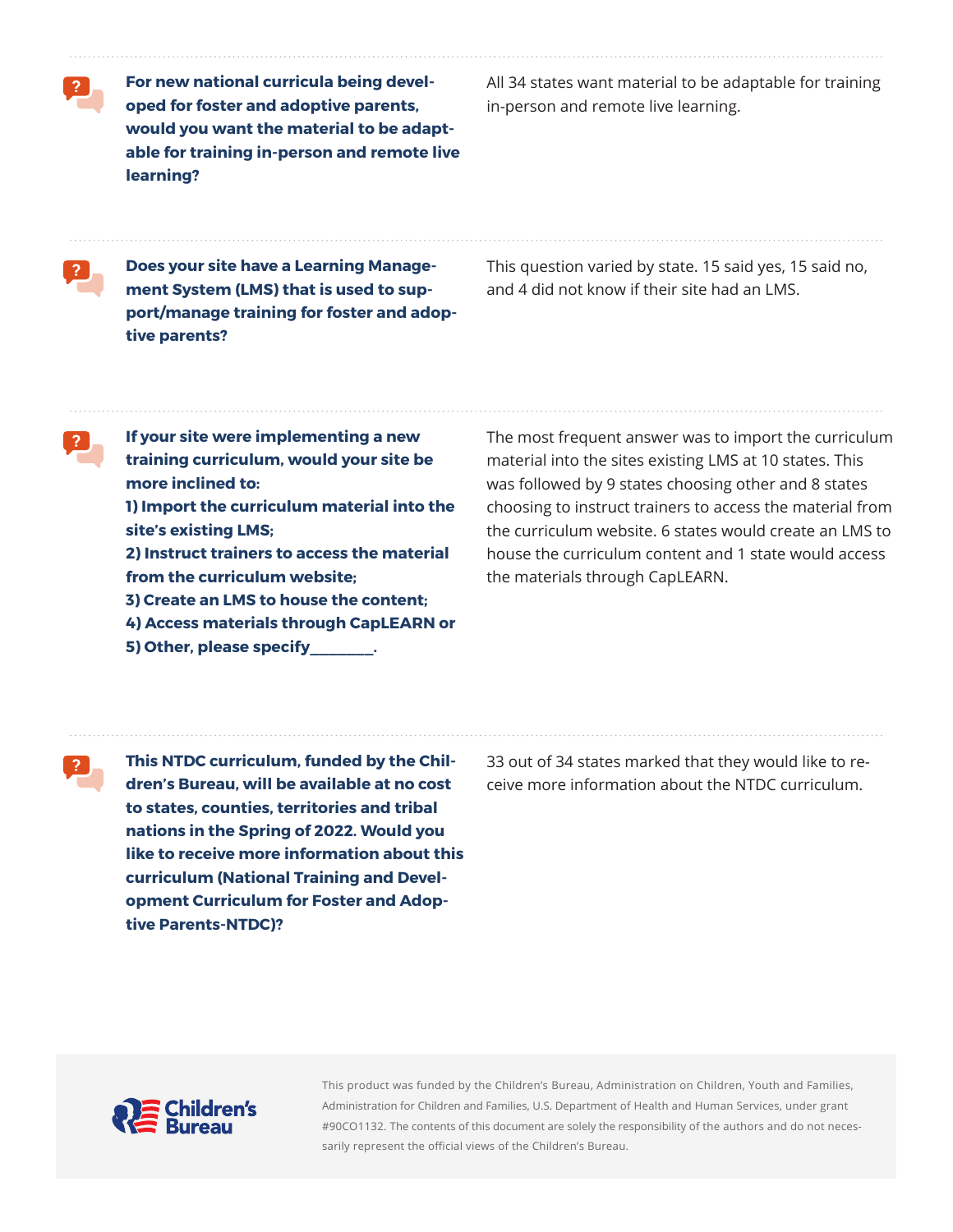**For new national curricula being developed for foster and adoptive parents, would you want the material to be adaptable for training in-person and remote live learning?**

All 34 states want material to be adaptable for training in-person and remote live learning.

**Does your site have a Learning Management System (LMS) that is used to support/manage training for foster and adoptive parents?**

This question varied by state. 15 said yes, 15 said no, and 4 did not know if their site had an LMS.

**If your site were implementing a new training curriculum, would your site be more inclined to:**
**1) Import the curriculum material into the site's existing LMS;**
**2) Instruct trainers to access the material from the curriculum website;**
**3) Create an LMS to house the content;**
**4) Access materials through CapLEARN or**
**5) Other, please specify________.**

The most frequent answer was to import the curriculum material into the sites existing LMS at 10 states. This was followed by 9 states choosing other and 8 states choosing to instruct trainers to access the material from the curriculum website. 6 states would create an LMS to house the curriculum content and 1 state would access the materials through CapLEARN.

**This NTDC curriculum, funded by the Children's Bureau, will be available at no cost to states, counties, territories and tribal nations in the Spring of 2022. Would you like to receive more information about this curriculum (National Training and Development Curriculum for Foster and Adoptive Parents-NTDC)?**

33 out of 34 states marked that they would like to receive more information about the NTDC curriculum.

Children's Bureau

This product was funded by the Children's Bureau, Administration on Children, Youth and Families, Administration for Children and Families, U.S. Department of Health and Human Services, under grant #90CO1132. The contents of this document are solely the responsibility of the authors and do not necessarily represent the official views of the Children's Bureau.